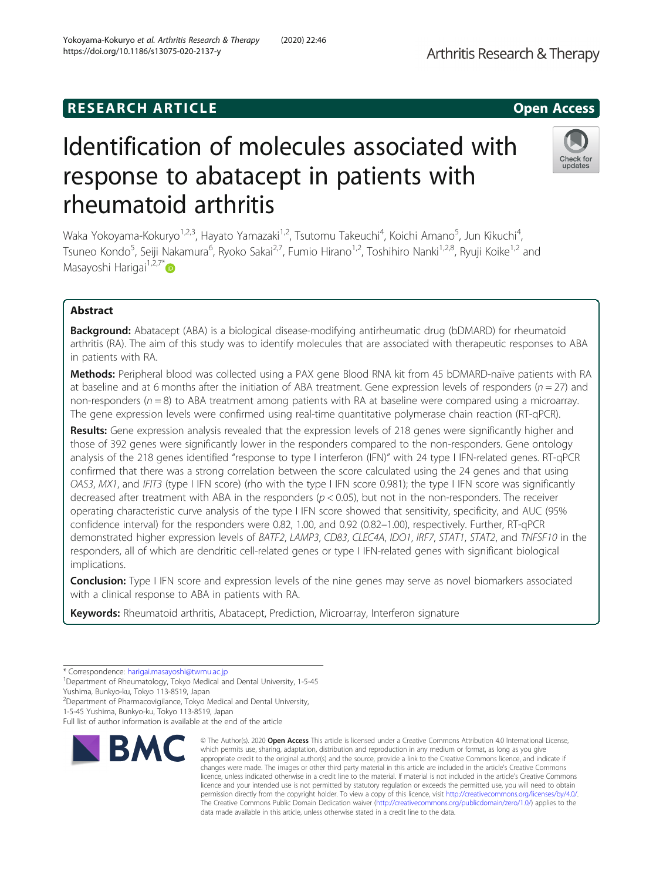RESEARCH ARTICLE

Open Access

# Identification of molecules associated with response to abatacept in patients with rheumatoid arthritis

Waka Yokoyama-Kokuryo[1,2,3], Hayato Yamazaki[1,2], Tsutomu Takeuchi[4], Koichi Amano[5], Jun Kikuchi[4], Tsuneo Kondo[5], Seiji Nakamura[6], Ryoko Sakai[2,7], Fumio Hirano[1,2], Toshihiro Nanki[1,2,8], Ryuji Koike[1,2] and Masayoshi Harigai[1,2,7*]

## Abstract

**Background:** Abatacept (ABA) is a biological disease-modifying antirheumatic drug (bDMARD) for rheumatoid arthritis (RA). The aim of this study was to identify molecules that are associated with therapeutic responses to ABA in patients with RA.

**Methods:** Peripheral blood was collected using a PAX gene Blood RNA kit from 45 bDMARD-naïve patients with RA at baseline and at 6 months after the initiation of ABA treatment. Gene expression levels of responders ($n = 27$) and non-responders ($n = 8$) to ABA treatment among patients with RA at baseline were compared using a microarray. The gene expression levels were confirmed using real-time quantitative polymerase chain reaction (RT-qPCR).

**Results:** Gene expression analysis revealed that the expression levels of 218 genes were significantly higher and those of 392 genes were significantly lower in the responders compared to the non-responders. Gene ontology analysis of the 218 genes identified "response to type I interferon (IFN)" with 24 type I IFN-related genes. RT-qPCR confirmed that there was a strong correlation between the score calculated using the 24 genes and that using *OAS3*, *MX1*, and *IFIT3* (type I IFN score) (rho with the type I IFN score 0.981); the type I IFN score was significantly decreased after treatment with ABA in the responders ($p < 0.05$), but not in the non-responders. The receiver operating characteristic curve analysis of the type I IFN score showed that sensitivity, specificity, and AUC (95% confidence interval) for the responders were 0.82, 1.00, and 0.92 (0.82–1.00), respectively. Further, RT-qPCR demonstrated higher expression levels of *BATF2*, *LAMP3*, *CD83*, *CLEC4A*, *IDO1*, *IRF7*, *STAT1*, *STAT2*, and *TNFSF10* in the responders, all of which are dendritic cell-related genes or type I IFN-related genes with significant biological implications.

**Conclusion:** Type I IFN score and expression levels of the nine genes may serve as novel biomarkers associated with a clinical response to ABA in patients with RA.

**Keywords:** Rheumatoid arthritis, Abatacept, Prediction, Microarray, Interferon signature

---

* Correspondence: harigai.masayoshi@twmu.ac.jp
[1]Department of Rheumatology, Tokyo Medical and Dental University, 1-5-45 Yushima, Bunkyo-ku, Tokyo 113-8519, Japan
[2]Department of Pharmacovigilance, Tokyo Medical and Dental University, 1-5-45 Yushima, Bunkyo-ku, Tokyo 113-8519, Japan
Full list of author information is available at the end of the article

© The Author(s). 2020 **Open Access** This article is licensed under a Creative Commons Attribution 4.0 International License, which permits use, sharing, adaptation, distribution and reproduction in any medium or format, as long as you give appropriate credit to the original author(s) and the source, provide a link to the Creative Commons licence, and indicate if changes were made. The images or other third party material in this article are included in the article's Creative Commons licence, unless indicated otherwise in a credit line to the material. If material is not included in the article's Creative Commons licence and your intended use is not permitted by statutory regulation or exceeds the permitted use, you will need to obtain permission directly from the copyright holder. To view a copy of this licence, visit http://creativecommons.org/licenses/by/4.0/. The Creative Commons Public Domain Dedication waiver (http://creativecommons.org/publicdomain/zero/1.0/) applies to the data made available in this article, unless otherwise stated in a credit line to the data.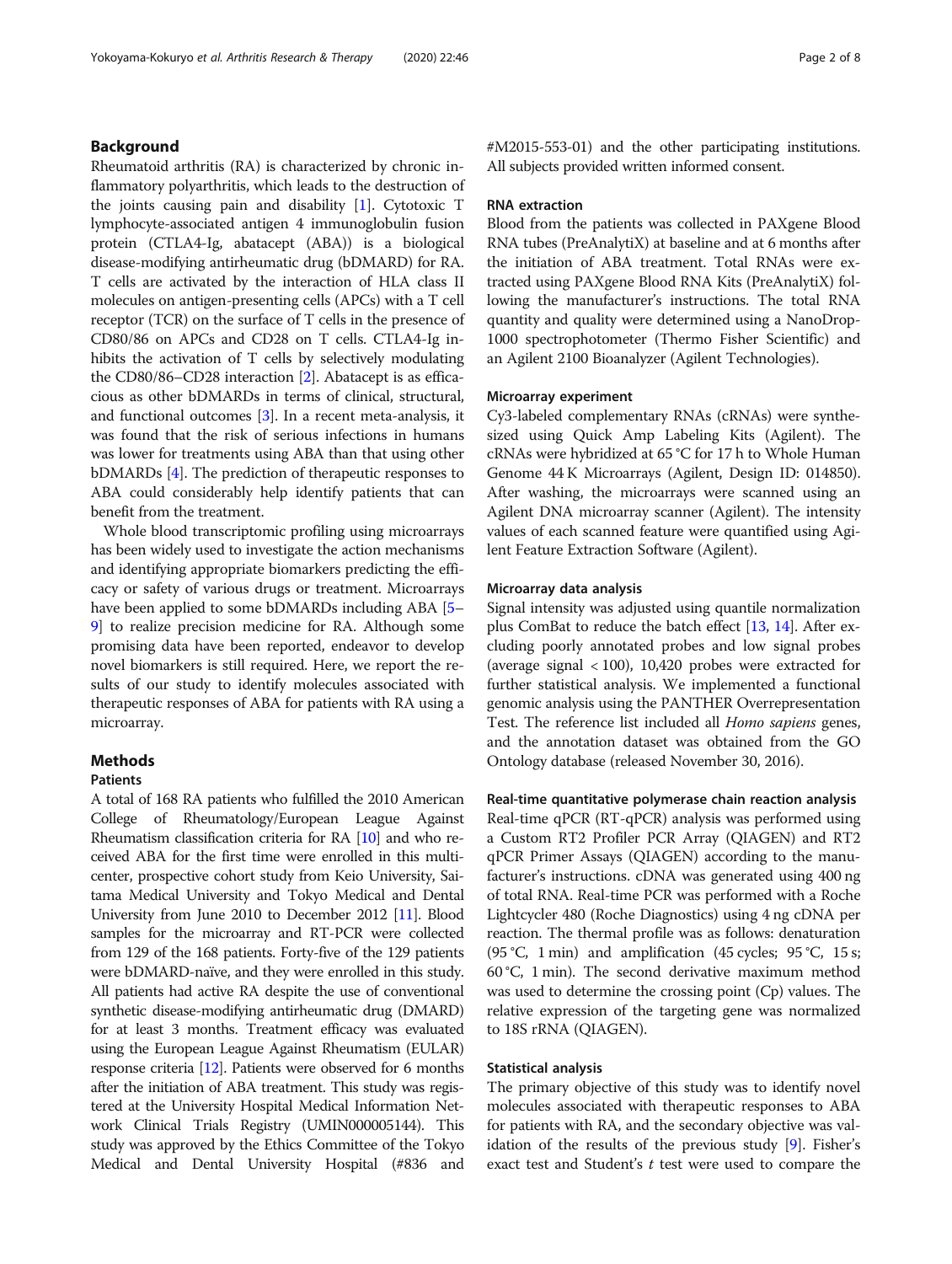## Background

Rheumatoid arthritis (RA) is characterized by chronic inflammatory polyarthritis, which leads to the destruction of the joints causing pain and disability [1]. Cytotoxic T lymphocyte-associated antigen 4 immunoglobulin fusion protein (CTLA4-Ig, abatacept (ABA)) is a biological disease-modifying antirheumatic drug (bDMARD) for RA. T cells are activated by the interaction of HLA class II molecules on antigen-presenting cells (APCs) with a T cell receptor (TCR) on the surface of T cells in the presence of CD80/86 on APCs and CD28 on T cells. CTLA4-Ig inhibits the activation of T cells by selectively modulating the CD80/86–CD28 interaction [2]. Abatacept is as efficacious as other bDMARDs in terms of clinical, structural, and functional outcomes [3]. In a recent meta-analysis, it was found that the risk of serious infections in humans was lower for treatments using ABA than that using other bDMARDs [4]. The prediction of therapeutic responses to ABA could considerably help identify patients that can benefit from the treatment.

Whole blood transcriptomic profiling using microarrays has been widely used to investigate the action mechanisms and identifying appropriate biomarkers predicting the efficacy or safety of various drugs or treatment. Microarrays have been applied to some bDMARDs including ABA [5–9] to realize precision medicine for RA. Although some promising data have been reported, endeavor to develop novel biomarkers is still required. Here, we report the results of our study to identify molecules associated with therapeutic responses of ABA for patients with RA using a microarray.

## Methods

### Patients

A total of 168 RA patients who fulfilled the 2010 American College of Rheumatology/European League Against Rheumatism classification criteria for RA [10] and who received ABA for the first time were enrolled in this multicenter, prospective cohort study from Keio University, Saitama Medical University and Tokyo Medical and Dental University from June 2010 to December 2012 [11]. Blood samples for the microarray and RT-PCR were collected from 129 of the 168 patients. Forty-five of the 129 patients were bDMARD-naïve, and they were enrolled in this study. All patients had active RA despite the use of conventional synthetic disease-modifying antirheumatic drug (DMARD) for at least 3 months. Treatment efficacy was evaluated using the European League Against Rheumatism (EULAR) response criteria [12]. Patients were observed for 6 months after the initiation of ABA treatment. This study was registered at the University Hospital Medical Information Network Clinical Trials Registry (UMIN000005144). This study was approved by the Ethics Committee of the Tokyo Medical and Dental University Hospital (#836 and #M2015-553-01) and the other participating institutions. All subjects provided written informed consent.

### RNA extraction

Blood from the patients was collected in PAXgene Blood RNA tubes (PreAnalytiX) at baseline and at 6 months after the initiation of ABA treatment. Total RNAs were extracted using PAXgene Blood RNA Kits (PreAnalytiX) following the manufacturer's instructions. The total RNA quantity and quality were determined using a NanoDrop-1000 spectrophotometer (Thermo Fisher Scientific) and an Agilent 2100 Bioanalyzer (Agilent Technologies).

### Microarray experiment

Cy3-labeled complementary RNAs (cRNAs) were synthesized using Quick Amp Labeling Kits (Agilent). The cRNAs were hybridized at 65 °C for 17 h to Whole Human Genome 44 K Microarrays (Agilent, Design ID: 014850). After washing, the microarrays were scanned using an Agilent DNA microarray scanner (Agilent). The intensity values of each scanned feature were quantified using Agilent Feature Extraction Software (Agilent).

### Microarray data analysis

Signal intensity was adjusted using quantile normalization plus ComBat to reduce the batch effect [13, 14]. After excluding poorly annotated probes and low signal probes (average signal < 100), 10,420 probes were extracted for further statistical analysis. We implemented a functional genomic analysis using the PANTHER Overrepresentation Test. The reference list included all *Homo sapiens* genes, and the annotation dataset was obtained from the GO Ontology database (released November 30, 2016).

### Real-time quantitative polymerase chain reaction analysis

Real-time qPCR (RT-qPCR) analysis was performed using a Custom RT2 Profiler PCR Array (QIAGEN) and RT2 qPCR Primer Assays (QIAGEN) according to the manufacturer's instructions. cDNA was generated using 400 ng of total RNA. Real-time PCR was performed with a Roche Lightcycler 480 (Roche Diagnostics) using 4 ng cDNA per reaction. The thermal profile was as follows: denaturation (95 °C, 1 min) and amplification (45 cycles; 95 °C, 15 s; 60 °C, 1 min). The second derivative maximum method was used to determine the crossing point (Cp) values. The relative expression of the targeting gene was normalized to 18S rRNA (QIAGEN).

### Statistical analysis

The primary objective of this study was to identify novel molecules associated with therapeutic responses to ABA for patients with RA, and the secondary objective was validation of the results of the previous study [9]. Fisher's exact test and Student's *t* test were used to compare the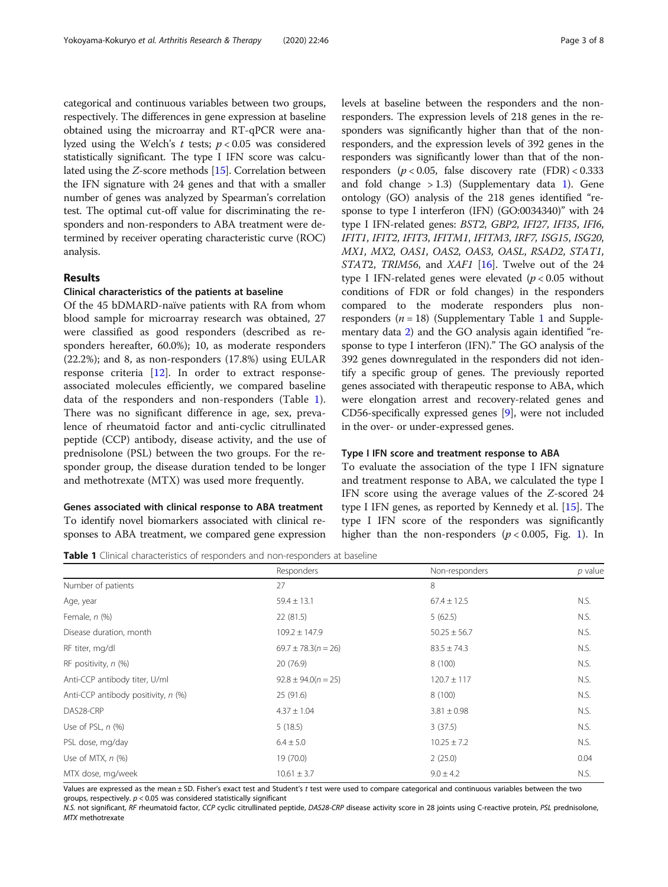categorical and continuous variables between two groups, respectively. The differences in gene expression at baseline obtained using the microarray and RT-qPCR were analyzed using the Welch's *t* tests; $p < 0.05$ was considered statistically significant. The type I IFN score was calculated using the *Z*-score methods [15]. Correlation between the IFN signature with 24 genes and that with a smaller number of genes was analyzed by Spearman's correlation test. The optimal cut-off value for discriminating the responders and non-responders to ABA treatment were determined by receiver operating characteristic curve (ROC) analysis.

## Results

### Clinical characteristics of the patients at baseline

Of the 45 bDMARD-naïve patients with RA from whom blood sample for microarray research was obtained, 27 were classified as good responders (described as responders hereafter, 60.0%); 10, as moderate responders (22.2%); and 8, as non-responders (17.8%) using EULAR response criteria [12]. In order to extract response-associated molecules efficiently, we compared baseline data of the responders and non-responders (Table 1). There was no significant difference in age, sex, prevalence of rheumatoid factor and anti-cyclic citrullinated peptide (CCP) antibody, disease activity, and the use of prednisolone (PSL) between the two groups. For the responder group, the disease duration tended to be longer and methotrexate (MTX) was used more frequently.

### Genes associated with clinical response to ABA treatment

To identify novel biomarkers associated with clinical responses to ABA treatment, we compared gene expression levels at baseline between the responders and the non-responders. The expression levels of 218 genes in the responders was significantly higher than that of the non-responders, and the expression levels of 392 genes in the responders was significantly lower than that of the non-responders ($p < 0.05$, false discovery rate (FDR) $< 0.333$ and fold change $> 1.3$) (Supplementary data 1). Gene ontology (GO) analysis of the 218 genes identified "response to type I interferon (IFN) (GO:0034340)" with 24 type I IFN-related genes: *BST2*, *GBP2*, *IFI27*, *IFI35*, *IFI6*, *IFIT1*, *IFIT2*, *IFIT3*, *IFITM1*, *IFITM3*, *IRF7*, *ISG15*, *ISG20*, *MX1*, *MX2*, *OAS1*, *OAS2*, *OAS3*, *OASL*, *RSAD2*, *STAT1*, *STAT2*, *TRIM56*, and *XAF1* [16]. Twelve out of the 24 type I IFN-related genes were elevated ($p < 0.05$ without conditions of FDR or fold changes) in the responders compared to the moderate responders plus non-responders ($n = 18$) (Supplementary Table 1 and Supplementary data 2) and the GO analysis again identified "response to type I interferon (IFN)." The GO analysis of the 392 genes downregulated in the responders did not identify a specific group of genes. The previously reported genes associated with therapeutic response to ABA, which were elongation arrest and recovery-related genes and CD56-specifically expressed genes [9], were not included in the over- or under-expressed genes.

### Type I IFN score and treatment response to ABA

To evaluate the association of the type I IFN signature and treatment response to ABA, we calculated the type I IFN score using the average values of the *Z*-scored 24 type I IFN genes, as reported by Kennedy et al. [15]. The type I IFN score of the responders was significantly higher than the non-responders ($p < 0.005$, Fig. 1). In

**Table 1** Clinical characteristics of responders and non-responders at baseline

| | Responders | Non-responders | *p* value |
|---|---|---|---|
| Number of patients | 27 | 8 | |
| Age, year | 59.4 ± 13.1 | 67.4 ± 12.5 | N.S. |
| Female, *n* (%) | 22 (81.5) | 5 (62.5) | N.S. |
| Disease duration, month | 109.2 ± 147.9 | 50.25 ± 56.7 | N.S. |
| RF titer, mg/dl | 69.7 ± 78.3(*n* = 26) | 83.5 ± 74.3 | N.S. |
| RF positivity, *n* (%) | 20 (76.9) | 8 (100) | N.S. |
| Anti-CCP antibody titer, U/ml | 92.8 ± 94.0(*n* = 25) | 120.7 ± 117 | N.S. |
| Anti-CCP antibody positivity, *n* (%) | 25 (91.6) | 8 (100) | N.S. |
| DAS28-CRP | 4.37 ± 1.04 | 3.81 ± 0.98 | N.S. |
| Use of PSL, *n* (%) | 5 (18.5) | 3 (37.5) | N.S. |
| PSL dose, mg/day | 6.4 ± 5.0 | 10.25 ± 7.2 | N.S. |
| Use of MTX, *n* (%) | 19 (70.0) | 2 (25.0) | 0.04 |
| MTX dose, mg/week | 10.61 ± 3.7 | 9.0 ± 4.2 | N.S. |

Values are expressed as the mean ± SD. Fisher's exact test and Student's *t* test were used to compare categorical and continuous variables between the two groups, respectively. $p < 0.05$ was considered statistically significant

*N.S.* not significant, *RF* rheumatoid factor, *CCP* cyclic citrullinated peptide, *DAS28-CRP* disease activity score in 28 joints using C-reactive protein, *PSL* prednisolone, *MTX* methotrexate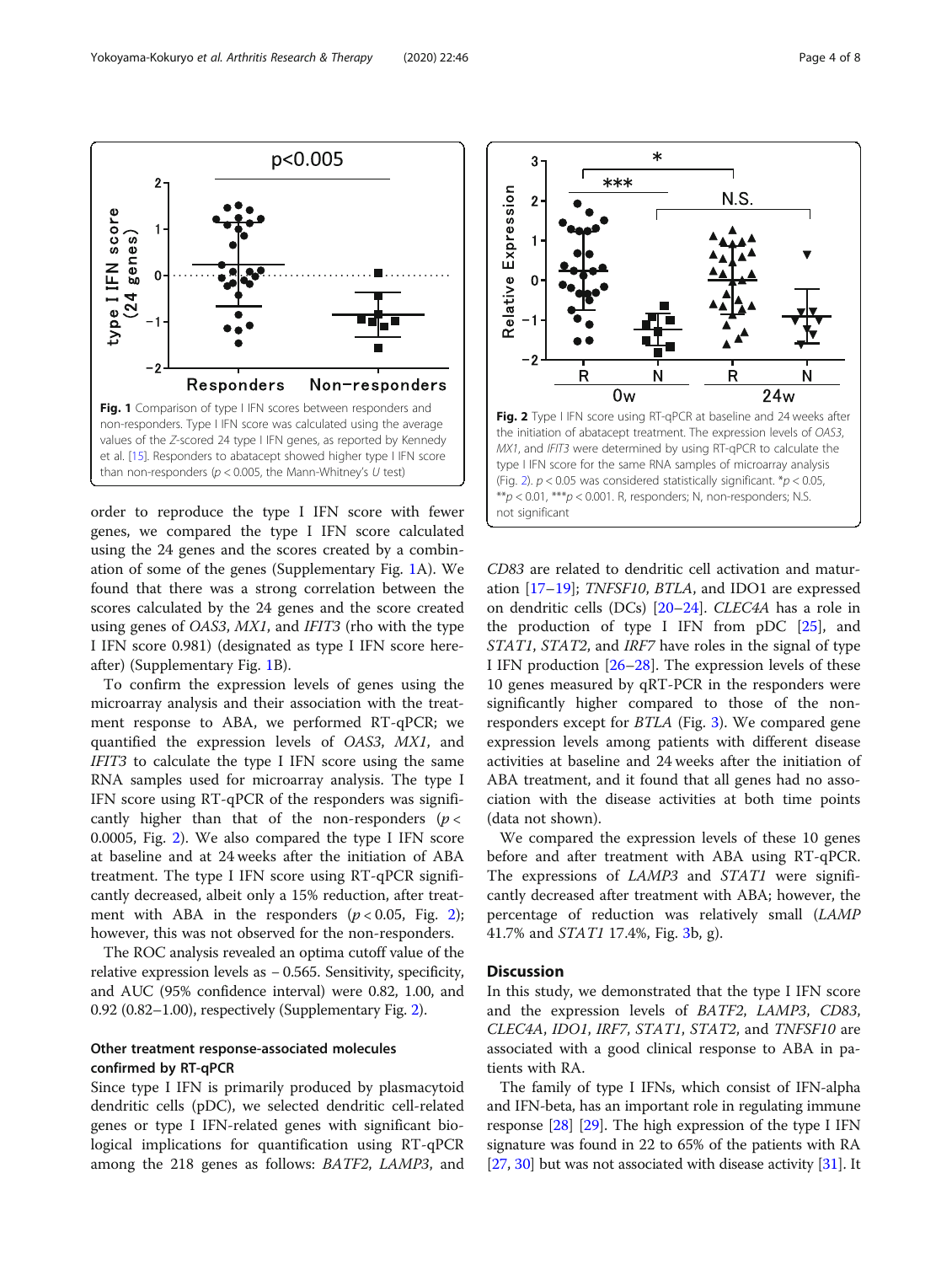**Fig. 1** Comparison of type I IFN scores between responders and non-responders. Type I IFN score was calculated using the average values of the Z-scored 24 type I IFN genes, as reported by Kennedy et al. [15]. Responders to abatacept showed higher type I IFN score than non-responders ($p < 0.005$, the Mann-Whitney's U test)

**Fig. 2** Type I IFN score using RT-qPCR at baseline and 24 weeks after the initiation of abatacept treatment. The expression levels of *OAS3*, *MX1*, and *IFIT3* were determined by using RT-qPCR to calculate the type I IFN score for the same RNA samples of microarray analysis (Fig. 2). $p < 0.05$ was considered statistically significant. \*$p < 0.05$, \*\*$p < 0.01$, \*\*\*$p < 0.001$. R, responders; N, non-responders; N.S. not significant

order to reproduce the type I IFN score with fewer genes, we compared the type I IFN score calculated using the 24 genes and the scores created by a combination of some of the genes (Supplementary Fig. 1A). We found that there was a strong correlation between the scores calculated by the 24 genes and the score created using genes of *OAS3*, *MX1*, and *IFIT3* (rho with the type I IFN score 0.981) (designated as type I IFN score hereafter) (Supplementary Fig. 1B).

To confirm the expression levels of genes using the microarray analysis and their association with the treatment response to ABA, we performed RT-qPCR; we quantified the expression levels of *OAS3*, *MX1*, and *IFIT3* to calculate the type I IFN score using the same RNA samples used for microarray analysis. The type I IFN score using RT-qPCR of the responders was significantly higher than that of the non-responders ($p < 0.0005$, Fig. 2). We also compared the type I IFN score at baseline and at 24 weeks after the initiation of ABA treatment. The type I IFN score using RT-qPCR significantly decreased, albeit only a 15% reduction, after treatment with ABA in the responders ($p < 0.05$, Fig. 2); however, this was not observed for the non-responders.

The ROC analysis revealed an optima cutoff value of the relative expression levels as − 0.565. Sensitivity, specificity, and AUC (95% confidence interval) were 0.82, 1.00, and 0.92 (0.82–1.00), respectively (Supplementary Fig. 2).

### Other treatment response-associated molecules confirmed by RT-qPCR

Since type I IFN is primarily produced by plasmacytoid dendritic cells (pDC), we selected dendritic cell-related genes or type I IFN-related genes with significant biological implications for quantification using RT-qPCR among the 218 genes as follows: *BATF2*, *LAMP3*, and *CD83* are related to dendritic cell activation and maturation [17–19]; *TNFSF10*, *BTLA*, and IDO1 are expressed on dendritic cells (DCs) [20–24]. *CLEC4A* has a role in the production of type I IFN from pDC [25], and *STAT1*, *STAT2*, and *IRF7* have roles in the signal of type I IFN production [26–28]. The expression levels of these 10 genes measured by qRT-PCR in the responders were significantly higher compared to those of the non-responders except for *BTLA* (Fig. 3). We compared gene expression levels among patients with different disease activities at baseline and 24 weeks after the initiation of ABA treatment, and it found that all genes had no association with the disease activities at both time points (data not shown).

We compared the expression levels of these 10 genes before and after treatment with ABA using RT-qPCR. The expressions of *LAMP3* and *STAT1* were significantly decreased after treatment with ABA; however, the percentage of reduction was relatively small (*LAMP* 41.7% and *STAT1* 17.4%, Fig. 3b, g).

## Discussion

In this study, we demonstrated that the type I IFN score and the expression levels of *BATF2*, *LAMP3*, *CD83*, *CLEC4A*, *IDO1*, *IRF7*, *STAT1*, *STAT2*, and *TNFSF10* are associated with a good clinical response to ABA in patients with RA.

The family of type I IFNs, which consist of IFN-alpha and IFN-beta, has an important role in regulating immune response [28] [29]. The high expression of the type I IFN signature was found in 22 to 65% of the patients with RA [27, 30] but was not associated with disease activity [31]. It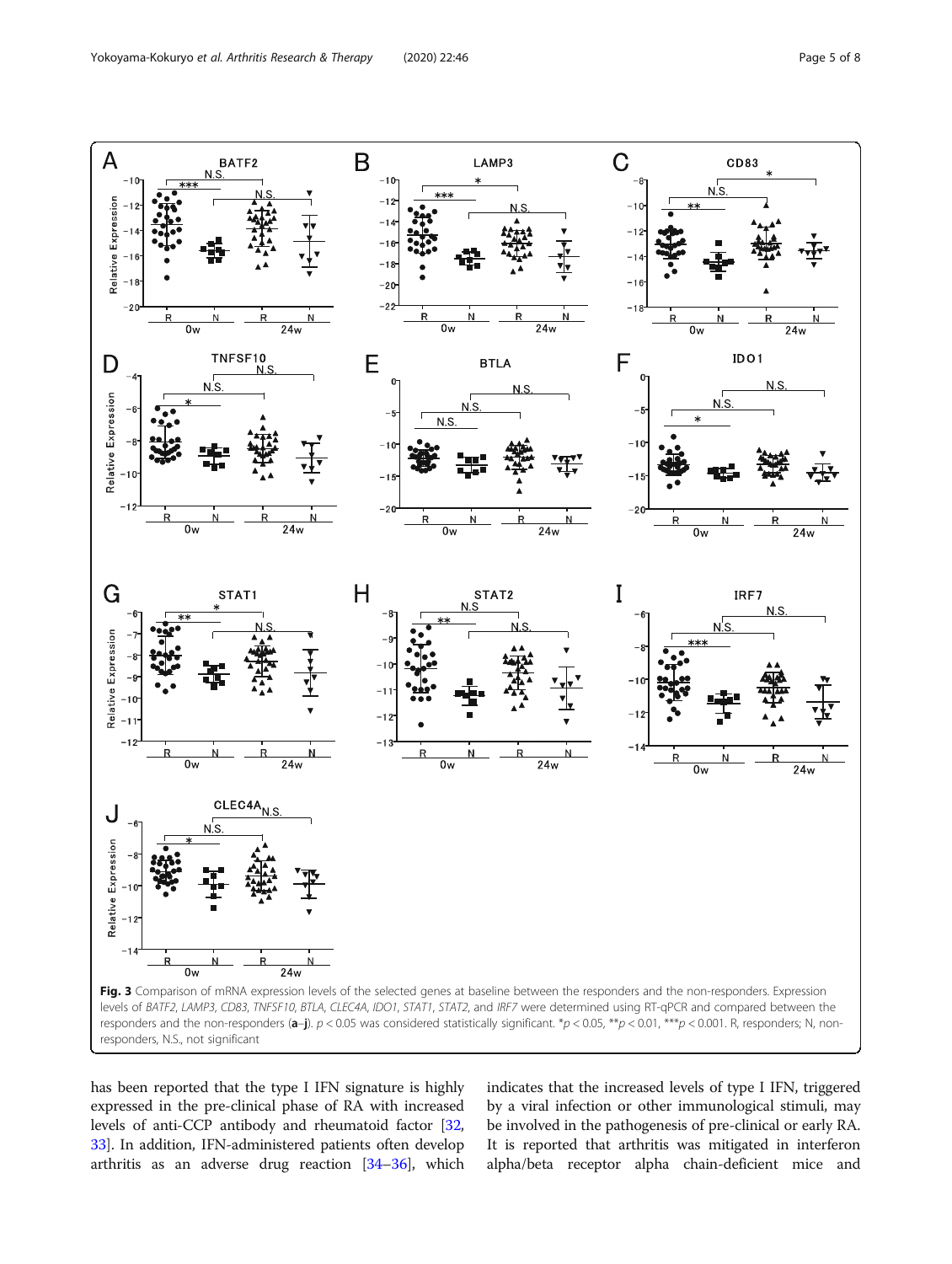**Fig. 3** Comparison of mRNA expression levels of the selected genes at baseline between the responders and the non-responders. Expression levels of *BATF2*, *LAMP3*, *CD83*, *TNFSF10*, *BTLA*, *CLEC4A*, *IDO1*, *STAT1*, *STAT2*, and *IRF7* were determined using RT-qPCR and compared between the responders and the non-responders (**a**–**j**). $p < 0.05$ was considered statistically significant. \*$p < 0.05$, \*\*$p < 0.01$, \*\*\*$p < 0.001$. R, responders; N, non-responders, N.S., not significant

has been reported that the type I IFN signature is highly expressed in the pre-clinical phase of RA with increased levels of anti-CCP antibody and rheumatoid factor [32, 33]. In addition, IFN-administered patients often develop arthritis as an adverse drug reaction [34–36], which indicates that the increased levels of type I IFN, triggered by a viral infection or other immunological stimuli, may be involved in the pathogenesis of pre-clinical or early RA. It is reported that arthritis was mitigated in interferon alpha/beta receptor alpha chain-deficient mice and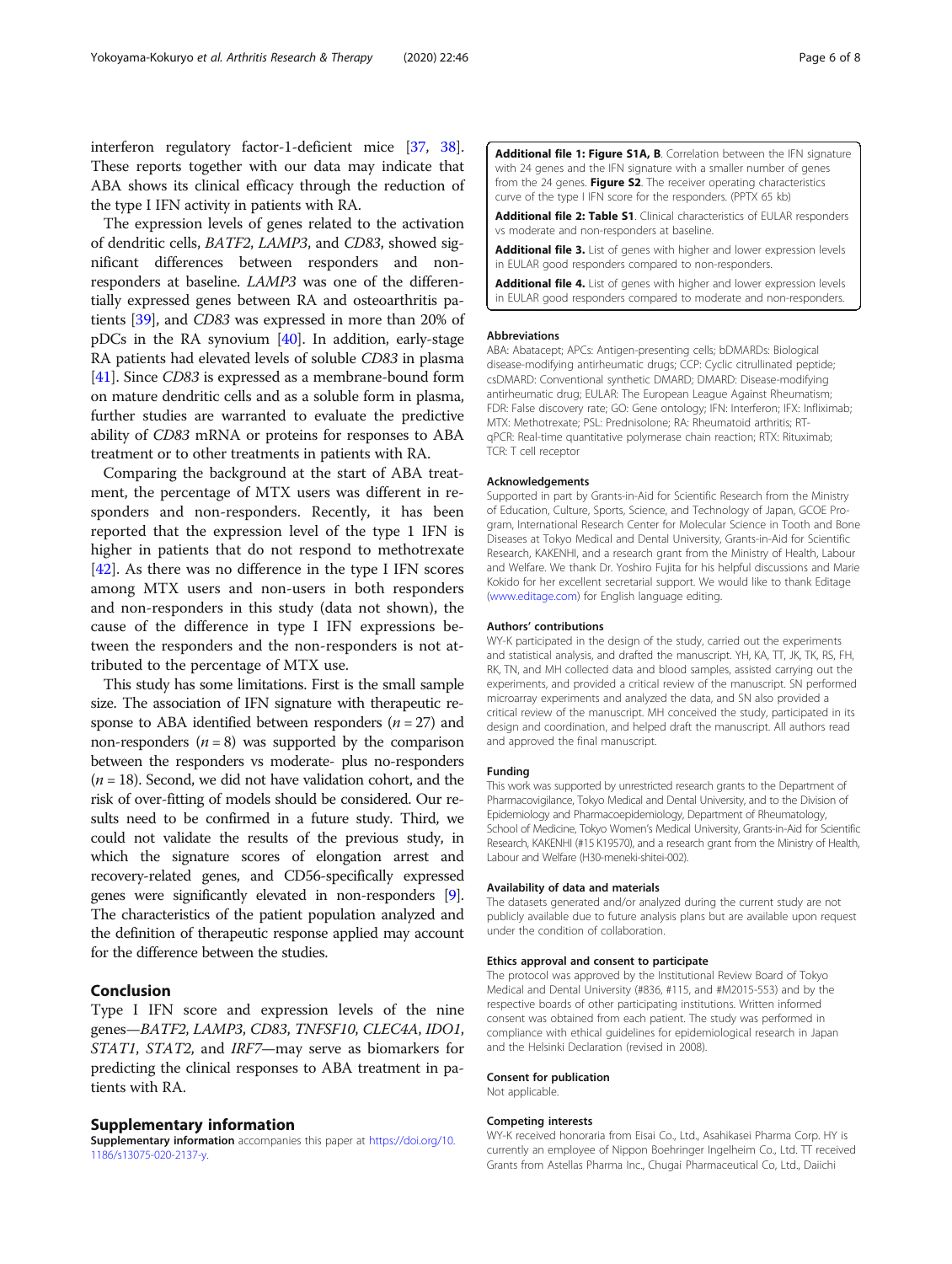interferon regulatory factor-1-deficient mice [37, 38]. These reports together with our data may indicate that ABA shows its clinical efficacy through the reduction of the type I IFN activity in patients with RA.

The expression levels of genes related to the activation of dendritic cells, *BATF2*, *LAMP3*, and *CD83*, showed significant differences between responders and non-responders at baseline. *LAMP3* was one of the differentially expressed genes between RA and osteoarthritis patients [39], and *CD83* was expressed in more than 20% of pDCs in the RA synovium [40]. In addition, early-stage RA patients had elevated levels of soluble *CD83* in plasma [41]. Since *CD83* is expressed as a membrane-bound form on mature dendritic cells and as a soluble form in plasma, further studies are warranted to evaluate the predictive ability of *CD83* mRNA or proteins for responses to ABA treatment or to other treatments in patients with RA.

Comparing the background at the start of ABA treatment, the percentage of MTX users was different in responders and non-responders. Recently, it has been reported that the expression level of the type 1 IFN is higher in patients that do not respond to methotrexate [42]. As there was no difference in the type I IFN scores among MTX users and non-users in both responders and non-responders in this study (data not shown), the cause of the difference in type I IFN expressions between the responders and the non-responders is not attributed to the percentage of MTX use.

This study has some limitations. First is the small sample size. The association of IFN signature with therapeutic response to ABA identified between responders ($n = 27$) and non-responders ($n = 8$) was supported by the comparison between the responders vs moderate- plus no-responders ($n = 18$). Second, we did not have validation cohort, and the risk of over-fitting of models should be considered. Our results need to be confirmed in a future study. Third, we could not validate the results of the previous study, in which the signature scores of elongation arrest and recovery-related genes, and CD56-specifically expressed genes were significantly elevated in non-responders [9]. The characteristics of the patient population analyzed and the definition of therapeutic response applied may account for the difference between the studies.

## Conclusion

Type I IFN score and expression levels of the nine genes—*BATF2*, *LAMP3*, *CD83*, *TNFSF10*, *CLEC4A*, *IDO1*, *STAT1*, *STAT2*, and *IRF7*—may serve as biomarkers for predicting the clinical responses to ABA treatment in patients with RA.

## Supplementary information

**Supplementary information** accompanies this paper at https://doi.org/10.1186/s13075-020-2137-y.

> **Additional file 1: Figure S1A, B**. Correlation between the IFN signature with 24 genes and the IFN signature with a smaller number of genes from the 24 genes. **Figure S2**. The receiver operating characteristics curve of the type I IFN score for the responders. (PPTX 65 kb)
>
> **Additional file 2: Table S1**. Clinical characteristics of EULAR responders vs moderate and non-responders at baseline.
>
> **Additional file 3.** List of genes with higher and lower expression levels in EULAR good responders compared to non-responders.
>
> **Additional file 4.** List of genes with higher and lower expression levels in EULAR good responders compared to moderate and non-responders.

### Abbreviations

ABA: Abatacept; APCs: Antigen-presenting cells; bDMARDs: Biological disease-modifying antirheumatic drugs; CCP: Cyclic citrullinated peptide; csDMARD: Conventional synthetic DMARD; DMARD: Disease-modifying antirheumatic drug; EULAR: The European League Against Rheumatism; FDR: False discovery rate; GO: Gene ontology; IFN: Interferon; IFX: Infliximab; MTX: Methotrexate; PSL: Prednisolone; RA: Rheumatoid arthritis; RT-qPCR: Real-time quantitative polymerase chain reaction; RTX: Rituximab; TCR: T cell receptor

### Acknowledgements

Supported in part by Grants-in-Aid for Scientific Research from the Ministry of Education, Culture, Sports, Science, and Technology of Japan, GCOE Program, International Research Center for Molecular Science in Tooth and Bone Diseases at Tokyo Medical and Dental University, Grants-in-Aid for Scientific Research, KAKENHI, and a research grant from the Ministry of Health, Labour and Welfare. We thank Dr. Yoshiro Fujita for his helpful discussions and Marie Kokido for her excellent secretarial support. We would like to thank Editage (www.editage.com) for English language editing.

### Authors' contributions

WY-K participated in the design of the study, carried out the experiments and statistical analysis, and drafted the manuscript. YH, KA, TT, JK, TK, RS, FH, RK, TN, and MH collected data and blood samples, assisted carrying out the experiments, and provided a critical review of the manuscript. SN performed microarray experiments and analyzed the data, and SN also provided a critical review of the manuscript. MH conceived the study, participated in its design and coordination, and helped draft the manuscript. All authors read and approved the final manuscript.

### Funding

This work was supported by unrestricted research grants to the Department of Pharmacovigilance, Tokyo Medical and Dental University, and to the Division of Epidemiology and Pharmacoepidemiology, Department of Rheumatology, School of Medicine, Tokyo Women's Medical University, Grants-in-Aid for Scientific Research, KAKENHI (#15 K19570), and a research grant from the Ministry of Health, Labour and Welfare (H30-meneki-shitei-002).

### Availability of data and materials

The datasets generated and/or analyzed during the current study are not publicly available due to future analysis plans but are available upon request under the condition of collaboration.

### Ethics approval and consent to participate

The protocol was approved by the Institutional Review Board of Tokyo Medical and Dental University (#836, #115, and #M2015-553) and by the respective boards of other participating institutions. Written informed consent was obtained from each patient. The study was performed in compliance with ethical guidelines for epidemiological research in Japan and the Helsinki Declaration (revised in 2008).

### Consent for publication

Not applicable.

### Competing interests

WY-K received honoraria from Eisai Co., Ltd., Asahikasei Pharma Corp. HY is currently an employee of Nippon Boehringer Ingelheim Co., Ltd. TT received Grants from Astellas Pharma Inc., Chugai Pharmaceutical Co, Ltd., Daiichi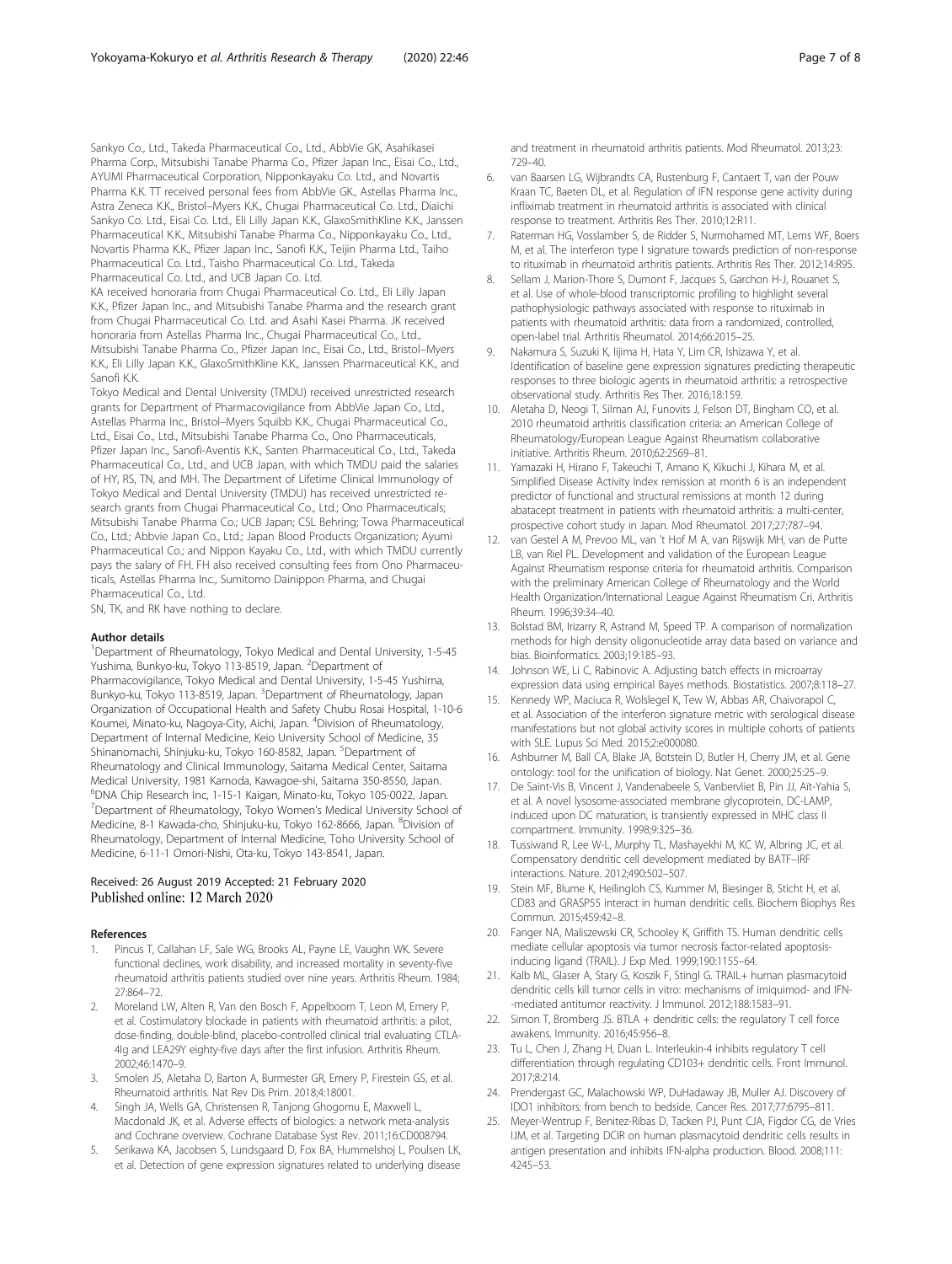Sankyo Co., Ltd., Takeda Pharmaceutical Co., Ltd., AbbVie GK, Asahikasei Pharma Corp., Mitsubishi Tanabe Pharma Co., Pfizer Japan Inc., Eisai Co., Ltd., AYUMI Pharmaceutical Corporation, Nipponkayaku Co. Ltd., and Novartis Pharma K.K. TT received personal fees from AbbVie GK., Astellas Pharma Inc., Astra Zeneca K.K., Bristol–Myers K.K., Chugai Pharmaceutical Co. Ltd., Diaichi Sankyo Co. Ltd., Eisai Co. Ltd., Eli Lilly Japan K.K., GlaxoSmithKline K.K., Janssen Pharmaceutical K.K., Mitsubishi Tanabe Pharma Co., Nipponkayaku Co., Ltd., Novartis Pharma K.K., Pfizer Japan Inc., Sanofi K.K., Teijin Pharma Ltd., Taiho Pharmaceutical Co. Ltd., Taisho Pharmaceutical Co. Ltd., Takeda Pharmaceutical Co. Ltd., and UCB Japan Co. Ltd.

KA received honoraria from Chugai Pharmaceutical Co. Ltd., Eli Lilly Japan K.K., Pfizer Japan Inc., and Mitsubishi Tanabe Pharma and the research grant from Chugai Pharmaceutical Co. Ltd. and Asahi Kasei Pharma. JK received honoraria from Astellas Pharma Inc., Chugai Pharmaceutical Co., Ltd., Mitsubishi Tanabe Pharma Co., Pfizer Japan Inc., Eisai Co., Ltd., Bristol–Myers K.K., Eli Lilly Japan K.K., GlaxoSmithKline K.K., Janssen Pharmaceutical K.K., and Sanofi K.K.

Tokyo Medical and Dental University (TMDU) received unrestricted research grants for Department of Pharmacovigilance from AbbVie Japan Co., Ltd., Astellas Pharma Inc., Bristol–Myers Squibb K.K., Chugai Pharmaceutical Co., Ltd., Eisai Co., Ltd., Mitsubishi Tanabe Pharma Co., Ono Pharmaceuticals, Pfizer Japan Inc., Sanofi-Aventis K.K., Santen Pharmaceutical Co., Ltd., Takeda Pharmaceutical Co., Ltd., and UCB Japan, with which TMDU paid the salaries of HY, RS, TN, and MH. The Department of Lifetime Clinical Immunology of Tokyo Medical and Dental University (TMDU) has received unrestricted research grants from Chugai Pharmaceutical Co., Ltd.; Ono Pharmaceuticals; Mitsubishi Tanabe Pharma Co.; UCB Japan; CSL Behring; Towa Pharmaceutical Co., Ltd.; Abbvie Japan Co., Ltd.; Japan Blood Products Organization; Ayumi Pharmaceutical Co.; and Nippon Kayaku Co., Ltd., with which TMDU currently pays the salary of FH. FH also received consulting fees from Ono Pharmaceuticals, Astellas Pharma Inc., Sumitomo Dainippon Pharma, and Chugai Pharmaceutical Co., Ltd.

SN, TK, and RK have nothing to declare.

#### Author details

[1]Department of Rheumatology, Tokyo Medical and Dental University, 1-5-45 Yushima, Bunkyo-ku, Tokyo 113-8519, Japan. [2]Department of Pharmacovigilance, Tokyo Medical and Dental University, 1-5-45 Yushima, Bunkyo-ku, Tokyo 113-8519, Japan. [3]Department of Rheumatology, Japan Organization of Occupational Health and Safety Chubu Rosai Hospital, 1-10-6 Koumei, Minato-ku, Nagoya-City, Aichi, Japan. [4]Division of Rheumatology, Department of Internal Medicine, Keio University School of Medicine, 35 Shinanomachi, Shinjuku-ku, Tokyo 160-8582, Japan. [5]Department of Rheumatology and Clinical Immunology, Saitama Medical Center, Saitama Medical University, 1981 Kamoda, Kawagoe-shi, Saitama 350-8550, Japan. [6]DNA Chip Research Inc, 1-15-1 Kaigan, Minato-ku, Tokyo 105-0022, Japan. [7]Department of Rheumatology, Tokyo Women's Medical University School of Medicine, 8-1 Kawada-cho, Shinjuku-ku, Tokyo 162-8666, Japan. [8]Division of Rheumatology, Department of Internal Medicine, Toho University School of Medicine, 6-11-1 Omori-Nishi, Ota-ku, Tokyo 143-8541, Japan.

Received: 26 August 2019 Accepted: 21 February 2020
Published online: 12 March 2020

#### References

1. Pincus T, Callahan LF, Sale WG, Brooks AL, Payne LE, Vaughn WK. Severe functional declines, work disability, and increased mortality in seventy-five rheumatoid arthritis patients studied over nine years. Arthritis Rheum. 1984; 27:864–72.
2. Moreland LW, Alten R, Van den Bosch F, Appelboom T, Leon M, Emery P, et al. Costimulatory blockade in patients with rheumatoid arthritis: a pilot, dose-finding, double-blind, placebo-controlled clinical trial evaluating CTLA-4Ig and LEA29Y eighty-five days after the first infusion. Arthritis Rheum. 2002;46:1470–9.
3. Smolen JS, Aletaha D, Barton A, Burmester GR, Emery P, Firestein GS, et al. Rheumatoid arthritis. Nat Rev Dis Prim. 2018;4:18001.
4. Singh JA, Wells GA, Christensen R, Tanjong Ghogomu E, Maxwell L, Macdonald JK, et al. Adverse effects of biologics: a network meta-analysis and Cochrane overview. Cochrane Database Syst Rev. 2011;16:CD008794.
5. Serikawa KA, Jacobsen S, Lundsgaard D, Fox BA, Hummelshoj L, Poulsen LK, et al. Detection of gene expression signatures related to underlying disease and treatment in rheumatoid arthritis patients. Mod Rheumatol. 2013;23: 729–40.
6. van Baarsen LG, Wijbrandts CA, Rustenburg F, Cantaert T, van der Pouw Kraan TC, Baeten DL, et al. Regulation of IFN response gene activity during infliximab treatment in rheumatoid arthritis is associated with clinical response to treatment. Arthritis Res Ther. 2010;12:R11.
7. Raterman HG, Vosslamber S, de Ridder S, Nurmohamed MT, Lems WF, Boers M, et al. The interferon type I signature towards prediction of non-response to rituximab in rheumatoid arthritis patients. Arthritis Res Ther. 2012;14:R95.
8. Sellam J, Marion-Thore S, Dumont F, Jacques S, Garchon H-J, Rouanet S, et al. Use of whole-blood transcriptomic profiling to highlight several pathophysiologic pathways associated with response to rituximab in patients with rheumatoid arthritis: data from a randomized, controlled, open-label trial. Arthritis Rheumatol. 2014;66:2015–25.
9. Nakamura S, Suzuki K, Iijima H, Hata Y, Lim CR, Ishizawa Y, et al. Identification of baseline gene expression signatures predicting therapeutic responses to three biologic agents in rheumatoid arthritis: a retrospective observational study. Arthritis Res Ther. 2016;18:159.
10. Aletaha D, Neogi T, Silman AJ, Funovits J, Felson DT, Bingham CO, et al. 2010 rheumatoid arthritis classification criteria: an American College of Rheumatology/European League Against Rheumatism collaborative initiative. Arthritis Rheum. 2010;62:2569–81.
11. Yamazaki H, Hirano F, Takeuchi T, Amano K, Kikuchi J, Kihara M, et al. Simplified Disease Activity Index remission at month 6 is an independent predictor of functional and structural remissions at month 12 during abatacept treatment in patients with rheumatoid arthritis: a multi-center, prospective cohort study in Japan. Mod Rheumatol. 2017;27:787–94.
12. van Gestel A M, Prevoo ML, van 't Hof M A, van Rijswijk MH, van de Putte LB, van Riel PL. Development and validation of the European League Against Rheumatism response criteria for rheumatoid arthritis. Comparison with the preliminary American College of Rheumatology and the World Health Organization/International League Against Rheumatism Cri. Arthritis Rheum. 1996;39:34–40.
13. Bolstad BM, Irizarry R, Astrand M, Speed TP. A comparison of normalization methods for high density oligonucleotide array data based on variance and bias. Bioinformatics. 2003;19:185–93.
14. Johnson WE, Li C, Rabinovic A. Adjusting batch effects in microarray expression data using empirical Bayes methods. Biostatistics. 2007;8:118–27.
15. Kennedy WP, Maciuca R, Wolslegel K, Tew W, Abbas AR, Chaivorapol C, et al. Association of the interferon signature metric with serological disease manifestations but not global activity scores in multiple cohorts of patients with SLE. Lupus Sci Med. 2015;2:e000080.
16. Ashburner M, Ball CA, Blake JA, Botstein D, Butler H, Cherry JM, et al. Gene ontology: tool for the unification of biology. Nat Genet. 2000;25:25–9.
17. De Saint-Vis B, Vincent J, Vandenabeele S, Vanbervliet B, Pin JJ, Aït-Yahia S, et al. A novel lysosome-associated membrane glycoprotein, DC-LAMP, induced upon DC maturation, is transiently expressed in MHC class II compartment. Immunity. 1998;9:325–36.
18. Tussiwand R, Lee W-L, Murphy TL, Mashayekhi M, KC W, Albring JC, et al. Compensatory dendritic cell development mediated by BATF–IRF interactions. Nature. 2012;490:502–507.
19. Stein MF, Blume K, Heilingloh CS, Kummer M, Biesinger B, Sticht H, et al. CD83 and GRASP55 interact in human dendritic cells. Biochem Biophys Res Commun. 2015;459:42–8.
20. Fanger NA, Maliszewski CR, Schooley K, Griffith TS. Human dendritic cells mediate cellular apoptosis via tumor necrosis factor-related apoptosis-inducing ligand (TRAIL). J Exp Med. 1999;190:1155–64.
21. Kalb ML, Glaser A, Stary G, Koszik F, Stingl G. TRAIL+ human plasmacytoid dendritic cells kill tumor cells in vitro: mechanisms of imiquimod- and IFN--mediated antitumor reactivity. J Immunol. 2012;188:1583–91.
22. Simon T, Bromberg JS. BTLA + dendritic cells: the regulatory T cell force awakens. Immunity. 2016;45:956–8.
23. Tu L, Chen J, Zhang H, Duan L. Interleukin-4 inhibits regulatory T cell differentiation through regulating CD103+ dendritic cells. Front Immunol. 2017;8:214.
24. Prendergast GC, Malachowski WP, DuHadaway JB, Muller AJ. Discovery of IDO1 inhibitors: from bench to bedside. Cancer Res. 2017;77:6795–811.
25. Meyer-Wentrup F, Benitez-Ribas D, Tacken PJ, Punt CJA, Figdor CG, de Vries IJM, et al. Targeting DCIR on human plasmacytoid dendritic cells results in antigen presentation and inhibits IFN-alpha production. Blood. 2008;111: 4245–53.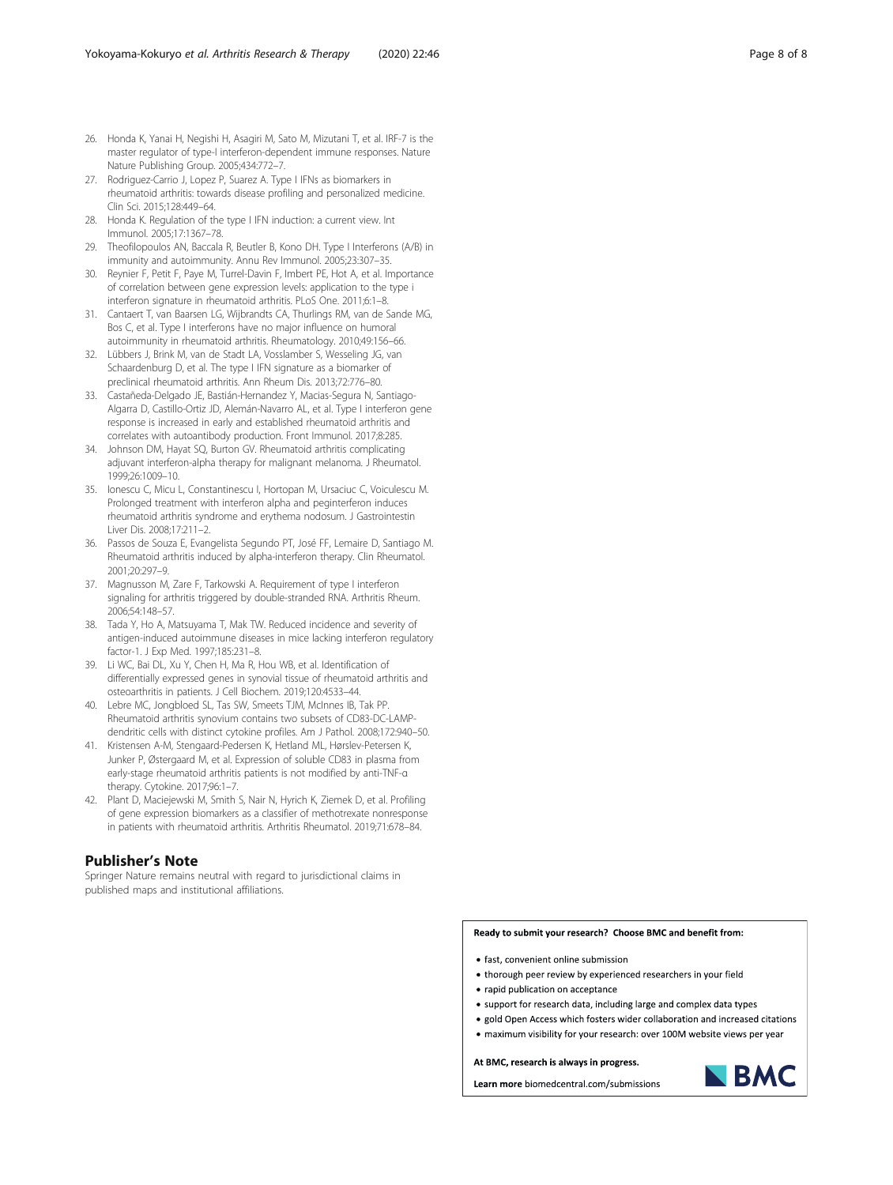26. Honda K, Yanai H, Negishi H, Asagiri M, Sato M, Mizutani T, et al. IRF-7 is the master regulator of type-I interferon-dependent immune responses. Nature Nature Publishing Group. 2005;434:772–7.
27. Rodriguez-Carrio J, Lopez P, Suarez A. Type I IFNs as biomarkers in rheumatoid arthritis: towards disease profiling and personalized medicine. Clin Sci. 2015;128:449–64.
28. Honda K. Regulation of the type I IFN induction: a current view. Int Immunol. 2005;17:1367–78.
29. Theofilopoulos AN, Baccala R, Beutler B, Kono DH. Type I Interferons (A/B) in immunity and autoimmunity. Annu Rev Immunol. 2005;23:307–35.
30. Reynier F, Petit F, Paye M, Turrel-Davin F, Imbert PE, Hot A, et al. Importance of correlation between gene expression levels: application to the type i interferon signature in rheumatoid arthritis. PLoS One. 2011;6:1–8.
31. Cantaert T, van Baarsen LG, Wijbrandts CA, Thurlings RM, van de Sande MG, Bos C, et al. Type I interferons have no major influence on humoral autoimmunity in rheumatoid arthritis. Rheumatology. 2010;49:156–66.
32. Lübbers J, Brink M, van de Stadt LA, Vosslamber S, Wesseling JG, van Schaardenburg D, et al. The type I IFN signature as a biomarker of preclinical rheumatoid arthritis. Ann Rheum Dis. 2013;72:776–80.
33. Castañeda-Delgado JE, Bastián-Hernandez Y, Macias-Segura N, Santiago-Algarra D, Castillo-Ortiz JD, Alemán-Navarro AL, et al. Type I interferon gene response is increased in early and established rheumatoid arthritis and correlates with autoantibody production. Front Immunol. 2017;8:285.
34. Johnson DM, Hayat SQ, Burton GV. Rheumatoid arthritis complicating adjuvant interferon-alpha therapy for malignant melanoma. J Rheumatol. 1999;26:1009–10.
35. Ionescu C, Micu L, Constantinescu I, Hortopan M, Ursaciuc C, Voiculescu M. Prolonged treatment with interferon alpha and peginterferon induces rheumatoid arthritis syndrome and erythema nodosum. J Gastrointestin Liver Dis. 2008;17:211–2.
36. Passos de Souza E, Evangelista Segundo PT, José FF, Lemaire D, Santiago M. Rheumatoid arthritis induced by alpha-interferon therapy. Clin Rheumatol. 2001;20:297–9.
37. Magnusson M, Zare F, Tarkowski A. Requirement of type I interferon signaling for arthritis triggered by double-stranded RNA. Arthritis Rheum. 2006;54:148–57.
38. Tada Y, Ho A, Matsuyama T, Mak TW. Reduced incidence and severity of antigen-induced autoimmune diseases in mice lacking interferon regulatory factor-1. J Exp Med. 1997;185:231–8.
39. Li WC, Bai DL, Xu Y, Chen H, Ma R, Hou WB, et al. Identification of differentially expressed genes in synovial tissue of rheumatoid arthritis and osteoarthritis in patients. J Cell Biochem. 2019;120:4533–44.
40. Lebre MC, Jongbloed SL, Tas SW, Smeets TJM, McInnes IB, Tak PP. Rheumatoid arthritis synovium contains two subsets of CD83-DC-LAMP-dendritic cells with distinct cytokine profiles. Am J Pathol. 2008;172:940–50.
41. Kristensen A-M, Stengaard-Pedersen K, Hetland ML, Hørslev-Petersen K, Junker P, Østergaard M, et al. Expression of soluble CD83 in plasma from early-stage rheumatoid arthritis patients is not modified by anti-TNF-α therapy. Cytokine. 2017;96:1–7.
42. Plant D, Maciejewski M, Smith S, Nair N, Hyrich K, Ziemek D, et al. Profiling of gene expression biomarkers as a classifier of methotrexate nonresponse in patients with rheumatoid arthritis. Arthritis Rheumatol. 2019;71:678–84.

## Publisher's Note

Springer Nature remains neutral with regard to jurisdictional claims in published maps and institutional affiliations.

**Ready to submit your research? Choose BMC and benefit from:**

- fast, convenient online submission
- thorough peer review by experienced researchers in your field
- rapid publication on acceptance
- support for research data, including large and complex data types
- gold Open Access which fosters wider collaboration and increased citations
- maximum visibility for your research: over 100M website views per year

**At BMC, research is always in progress.**

**Learn more** biomedcentral.com/submissions

BMC